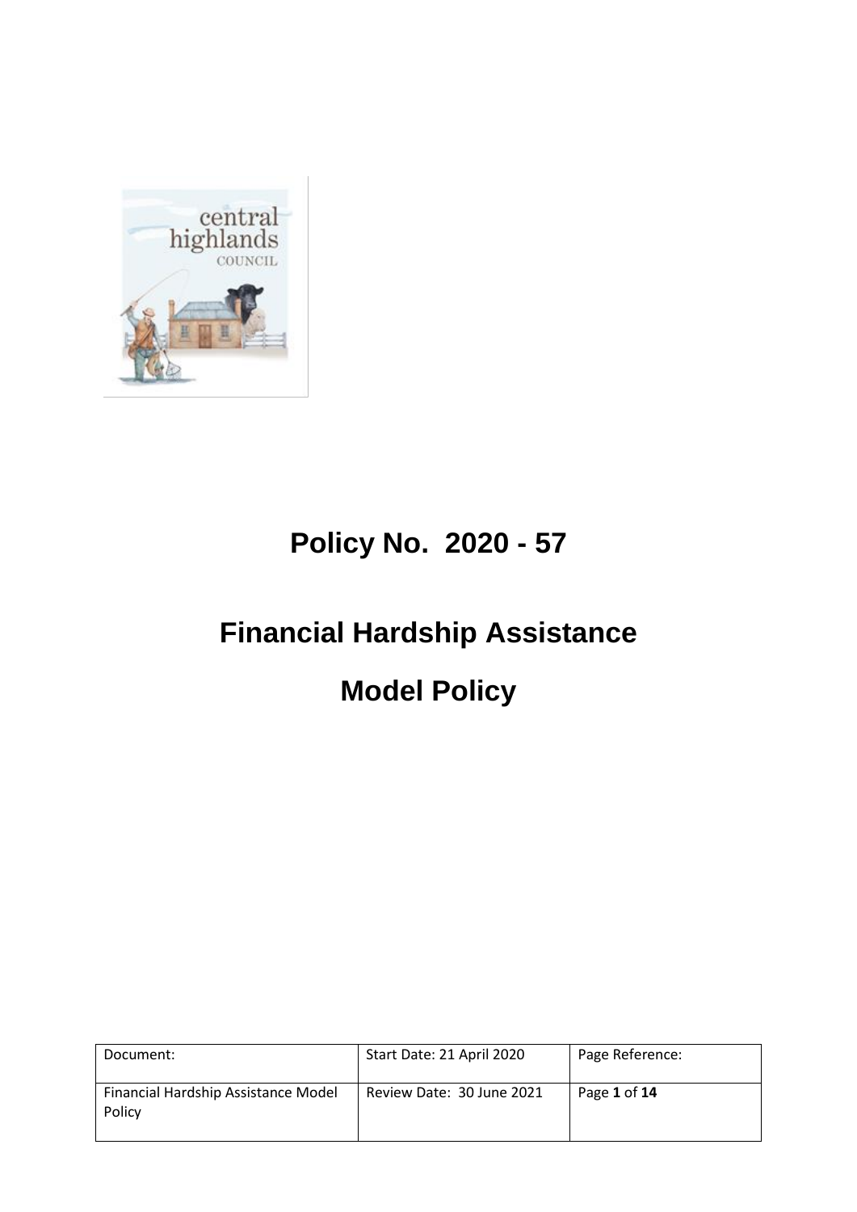# Policy No. 2020 - 57

# Financial Hardship Assistance

# Model Policy

| Document: | Start Date: 21 April 2020 | Page Reference: |
| --- | --- | --- |
| Financial Hardship Assistance Model Policy | Review Date: 30 June 2021 | Page **1** of **14** |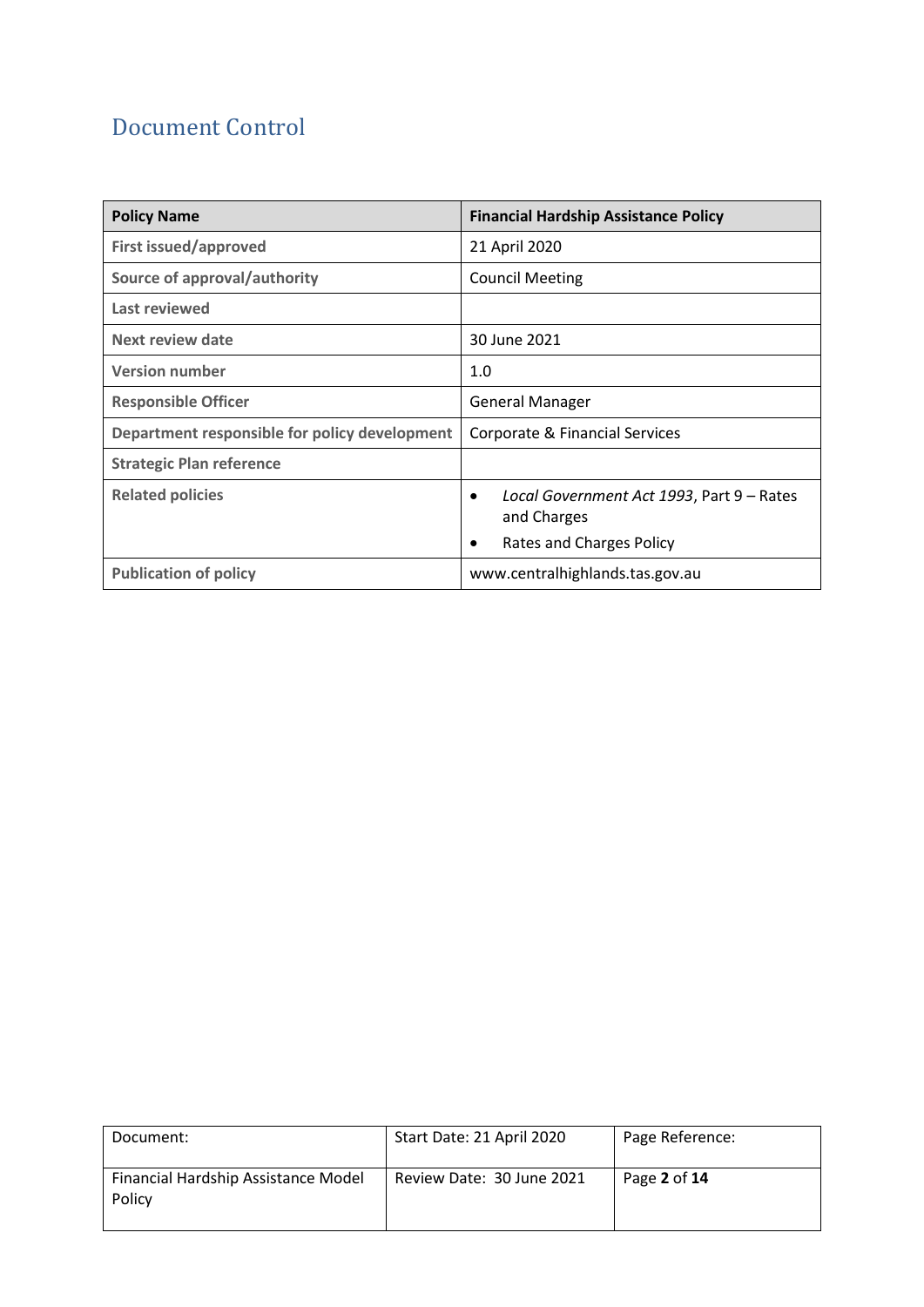## Document Control

| **Policy Name** | **Financial Hardship Assistance Policy** |
|---|---|
| **First issued/approved** | 21 April 2020 |
| **Source of approval/authority** | Council Meeting |
| **Last reviewed** | |
| **Next review date** | 30 June 2021 |
| **Version number** | 1.0 |
| **Responsible Officer** | General Manager |
| **Department responsible for policy development** | Corporate & Financial Services |
| **Strategic Plan reference** | |
| **Related policies** | • *Local Government Act 1993*, Part 9 – Rates and Charges<br>• Rates and Charges Policy |
| **Publication of policy** | www.centralhighlands.tas.gov.au |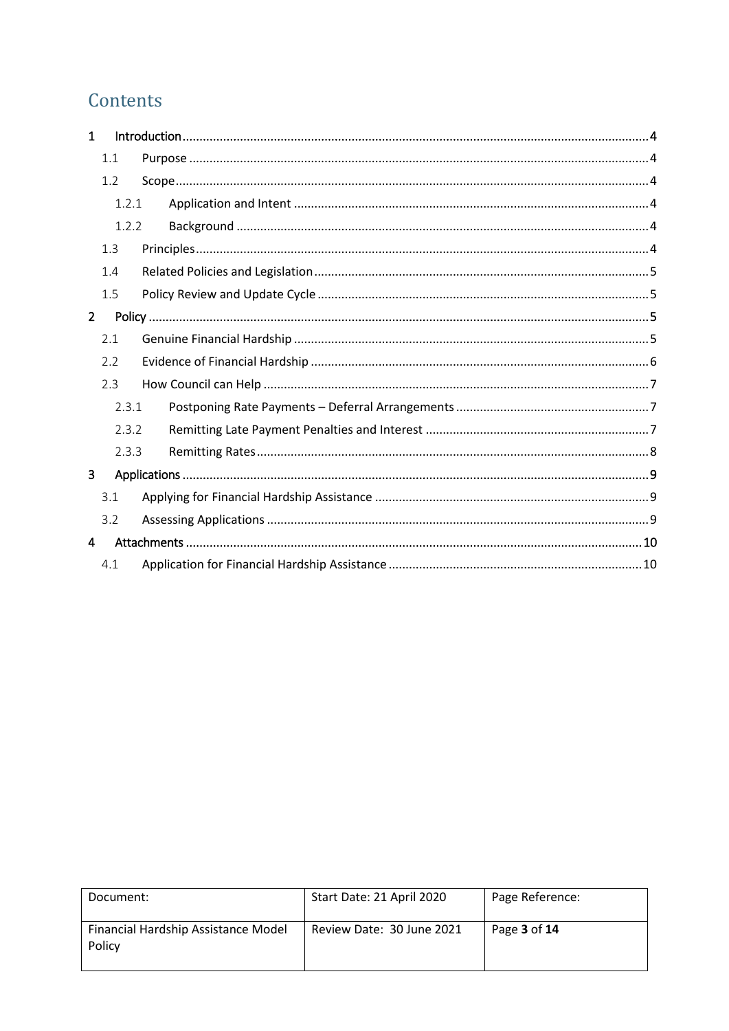# Contents

1 Introduction ........................................................................................................................................4
  1.1 Purpose .......................................................................................................................................4
  1.2 Scope ...........................................................................................................................................4
    1.2.1 Application and Intent .........................................................................................................4
    1.2.2 Background ...........................................................................................................................4
  1.3 Principles .....................................................................................................................................4
  1.4 Related Policies and Legislation ..................................................................................................5
  1.5 Policy Review and Update Cycle ..................................................................................................5
2 Policy ..................................................................................................................................................5
  2.1 Genuine Financial Hardship ........................................................................................................5
  2.2 Evidence of Financial Hardship ...................................................................................................6
  2.3 How Council can Help .................................................................................................................7
    2.3.1 Postponing Rate Payments – Deferral Arrangements ..........................................................7
    2.3.2 Remitting Late Payment Penalties and Interest ..................................................................7
    2.3.3 Remitting Rates ....................................................................................................................8
3 Applications ........................................................................................................................................9
  3.1 Applying for Financial Hardship Assistance ................................................................................9
  3.2 Assessing Applications ...............................................................................................................9
4 Attachments .....................................................................................................................................10
  4.1 Application for Financial Hardship Assistance ..........................................................................10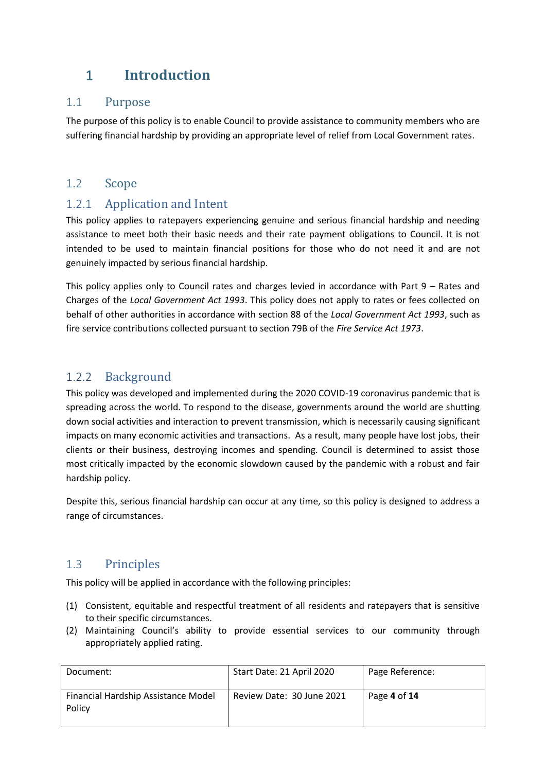# 1 Introduction

## 1.1 Purpose

The purpose of this policy is to enable Council to provide assistance to community members who are suffering financial hardship by providing an appropriate level of relief from Local Government rates.

## 1.2 Scope

### 1.2.1 Application and Intent

This policy applies to ratepayers experiencing genuine and serious financial hardship and needing assistance to meet both their basic needs and their rate payment obligations to Council. It is not intended to be used to maintain financial positions for those who do not need it and are not genuinely impacted by serious financial hardship.

This policy applies only to Council rates and charges levied in accordance with Part 9 – Rates and Charges of the *Local Government Act 1993*. This policy does not apply to rates or fees collected on behalf of other authorities in accordance with section 88 of the *Local Government Act 1993*, such as fire service contributions collected pursuant to section 79B of the *Fire Service Act 1973*.

### 1.2.2 Background

This policy was developed and implemented during the 2020 COVID-19 coronavirus pandemic that is spreading across the world. To respond to the disease, governments around the world are shutting down social activities and interaction to prevent transmission, which is necessarily causing significant impacts on many economic activities and transactions. As a result, many people have lost jobs, their clients or their business, destroying incomes and spending. Council is determined to assist those most critically impacted by the economic slowdown caused by the pandemic with a robust and fair hardship policy.

Despite this, serious financial hardship can occur at any time, so this policy is designed to address a range of circumstances.

## 1.3 Principles

This policy will be applied in accordance with the following principles:

(1) Consistent, equitable and respectful treatment of all residents and ratepayers that is sensitive to their specific circumstances.

(2) Maintaining Council's ability to provide essential services to our community through appropriately applied rating.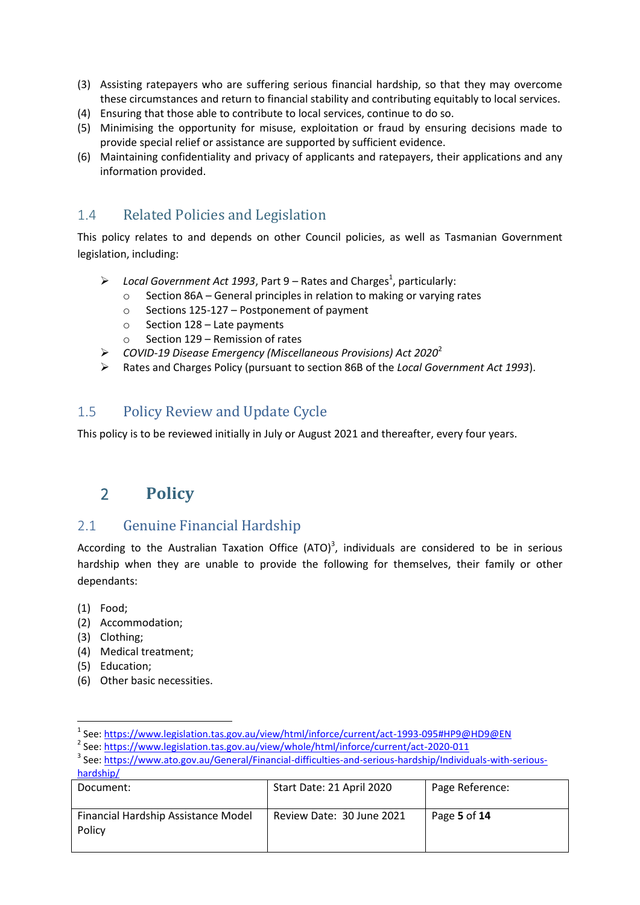(3) Assisting ratepayers who are suffering serious financial hardship, so that they may overcome these circumstances and return to financial stability and contributing equitably to local services.
(4) Ensuring that those able to contribute to local services, continue to do so.
(5) Minimising the opportunity for misuse, exploitation or fraud by ensuring decisions made to provide special relief or assistance are supported by sufficient evidence.
(6) Maintaining confidentiality and privacy of applicants and ratepayers, their applications and any information provided.

### 1.4 Related Policies and Legislation

This policy relates to and depends on other Council policies, as well as Tasmanian Government legislation, including:

- *Local Government Act 1993*, Part 9 – Rates and Charges[1], particularly:
  - Section 86A – General principles in relation to making or varying rates
  - Sections 125-127 – Postponement of payment
  - Section 128 – Late payments
  - Section 129 – Remission of rates
- *COVID-19 Disease Emergency (Miscellaneous Provisions) Act 2020*[2]
- Rates and Charges Policy (pursuant to section 86B of the *Local Government Act 1993*).

### 1.5 Policy Review and Update Cycle

This policy is to be reviewed initially in July or August 2021 and thereafter, every four years.

## 2 Policy

### 2.1 Genuine Financial Hardship

According to the Australian Taxation Office (ATO)[3], individuals are considered to be in serious hardship when they are unable to provide the following for themselves, their family or other dependants:

(1) Food;
(2) Accommodation;
(3) Clothing;
(4) Medical treatment;
(5) Education;
(6) Other basic necessities.

---

[1] See: https://www.legislation.tas.gov.au/view/html/inforce/current/act-1993-095#HP9@HD9@EN
[2] See: https://www.legislation.tas.gov.au/view/whole/html/inforce/current/act-2020-011
[3] See: https://www.ato.gov.au/General/Financial-difficulties-and-serious-hardship/Individuals-with-serious-hardship/

| Document: | Start Date: 21 April 2020 | Page Reference: |
|---|---|---|
| Financial Hardship Assistance Model Policy | Review Date: 30 June 2021 | Page **5** of **14** |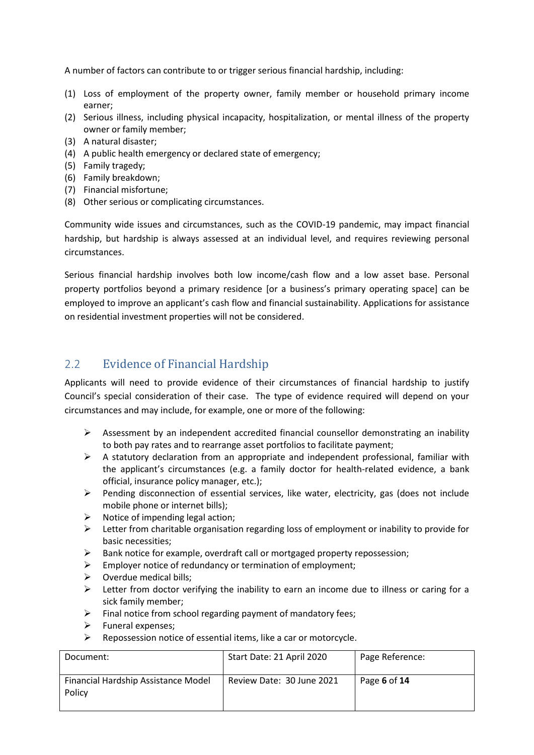A number of factors can contribute to or trigger serious financial hardship, including:

(1) Loss of employment of the property owner, family member or household primary income earner;
(2) Serious illness, including physical incapacity, hospitalization, or mental illness of the property owner or family member;
(3) A natural disaster;
(4) A public health emergency or declared state of emergency;
(5) Family tragedy;
(6) Family breakdown;
(7) Financial misfortune;
(8) Other serious or complicating circumstances.

Community wide issues and circumstances, such as the COVID-19 pandemic, may impact financial hardship, but hardship is always assessed at an individual level, and requires reviewing personal circumstances.

Serious financial hardship involves both low income/cash flow and a low asset base. Personal property portfolios beyond a primary residence [or a business's primary operating space] can be employed to improve an applicant's cash flow and financial sustainability. Applications for assistance on residential investment properties will not be considered.

## 2.2 Evidence of Financial Hardship

Applicants will need to provide evidence of their circumstances of financial hardship to justify Council's special consideration of their case. The type of evidence required will depend on your circumstances and may include, for example, one or more of the following:

- Assessment by an independent accredited financial counsellor demonstrating an inability to both pay rates and to rearrange asset portfolios to facilitate payment;
- A statutory declaration from an appropriate and independent professional, familiar with the applicant's circumstances (e.g. a family doctor for health-related evidence, a bank official, insurance policy manager, etc.);
- Pending disconnection of essential services, like water, electricity, gas (does not include mobile phone or internet bills);
- Notice of impending legal action;
- Letter from charitable organisation regarding loss of employment or inability to provide for basic necessities;
- Bank notice for example, overdraft call or mortgaged property repossession;
- Employer notice of redundancy or termination of employment;
- Overdue medical bills;
- Letter from doctor verifying the inability to earn an income due to illness or caring for a sick family member;
- Final notice from school regarding payment of mandatory fees;
- Funeral expenses;
- Repossession notice of essential items, like a car or motorcycle.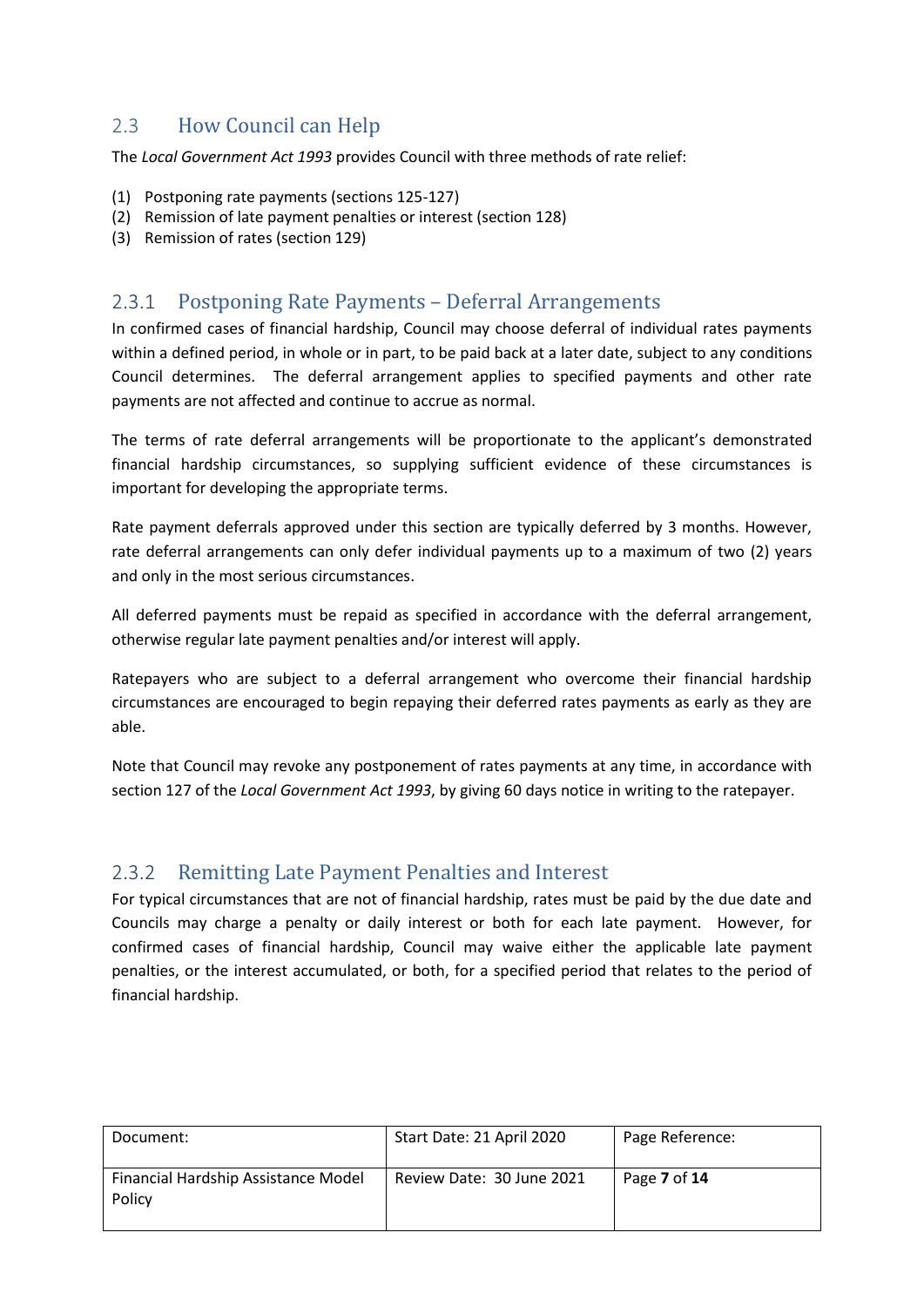## 2.3 How Council can Help

The *Local Government Act 1993* provides Council with three methods of rate relief:

(1) Postponing rate payments (sections 125-127)
(2) Remission of late payment penalties or interest (section 128)
(3) Remission of rates (section 129)

### 2.3.1 Postponing Rate Payments – Deferral Arrangements

In confirmed cases of financial hardship, Council may choose deferral of individual rates payments within a defined period, in whole or in part, to be paid back at a later date, subject to any conditions Council determines. The deferral arrangement applies to specified payments and other rate payments are not affected and continue to accrue as normal.

The terms of rate deferral arrangements will be proportionate to the applicant's demonstrated financial hardship circumstances, so supplying sufficient evidence of these circumstances is important for developing the appropriate terms.

Rate payment deferrals approved under this section are typically deferred by 3 months. However, rate deferral arrangements can only defer individual payments up to a maximum of two (2) years and only in the most serious circumstances.

All deferred payments must be repaid as specified in accordance with the deferral arrangement, otherwise regular late payment penalties and/or interest will apply.

Ratepayers who are subject to a deferral arrangement who overcome their financial hardship circumstances are encouraged to begin repaying their deferred rates payments as early as they are able.

Note that Council may revoke any postponement of rates payments at any time, in accordance with section 127 of the *Local Government Act 1993*, by giving 60 days notice in writing to the ratepayer.

### 2.3.2 Remitting Late Payment Penalties and Interest

For typical circumstances that are not of financial hardship, rates must be paid by the due date and Councils may charge a penalty or daily interest or both for each late payment. However, for confirmed cases of financial hardship, Council may waive either the applicable late payment penalties, or the interest accumulated, or both, for a specified period that relates to the period of financial hardship.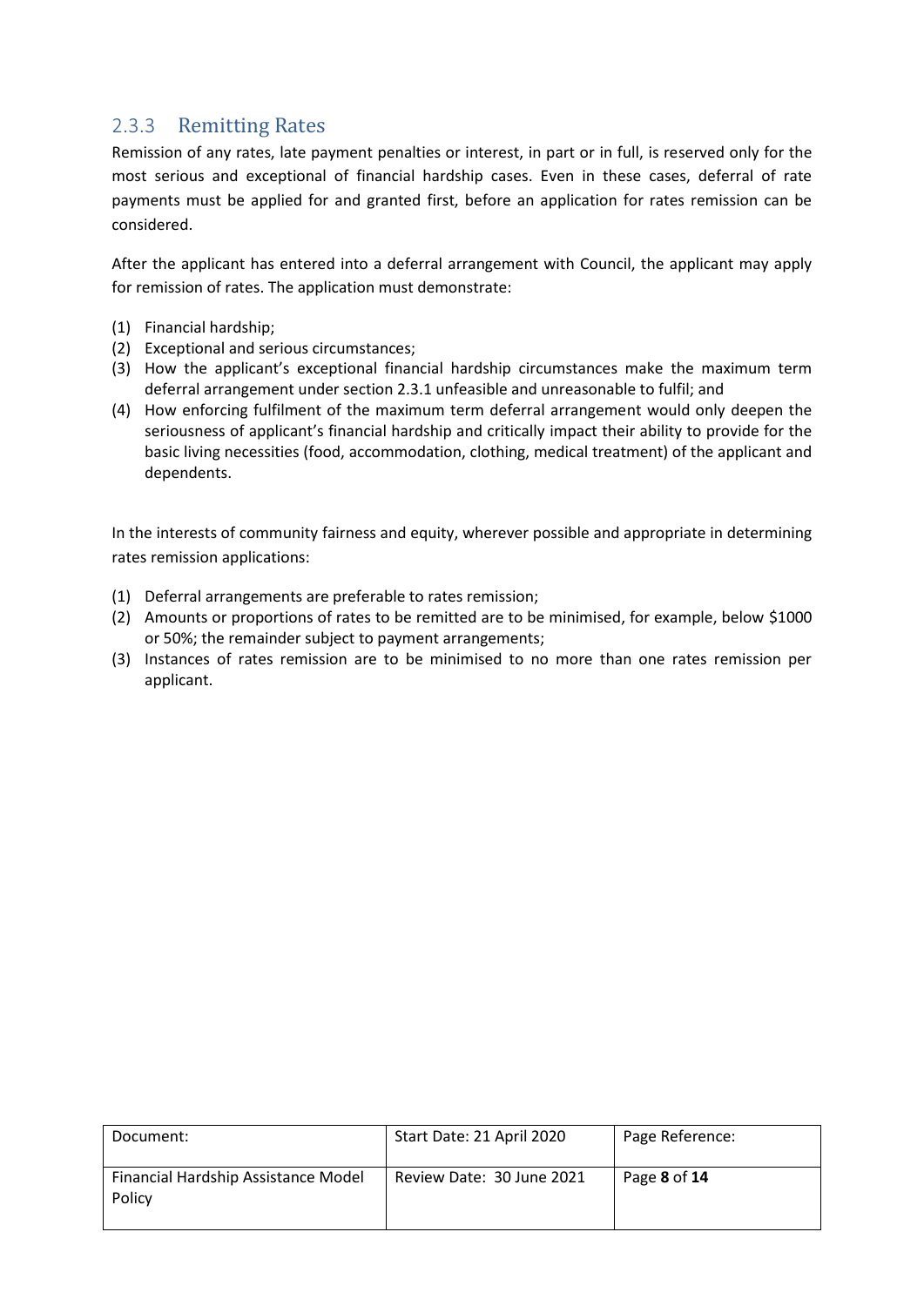### 2.3.3 Remitting Rates

Remission of any rates, late payment penalties or interest, in part or in full, is reserved only for the most serious and exceptional of financial hardship cases. Even in these cases, deferral of rate payments must be applied for and granted first, before an application for rates remission can be considered.

After the applicant has entered into a deferral arrangement with Council, the applicant may apply for remission of rates. The application must demonstrate:

(1) Financial hardship;
(2) Exceptional and serious circumstances;
(3) How the applicant's exceptional financial hardship circumstances make the maximum term deferral arrangement under section 2.3.1 unfeasible and unreasonable to fulfil; and
(4) How enforcing fulfilment of the maximum term deferral arrangement would only deepen the seriousness of applicant's financial hardship and critically impact their ability to provide for the basic living necessities (food, accommodation, clothing, medical treatment) of the applicant and dependents.

In the interests of community fairness and equity, wherever possible and appropriate in determining rates remission applications:

(1) Deferral arrangements are preferable to rates remission;
(2) Amounts or proportions of rates to be remitted are to be minimised, for example, below $1000 or 50%; the remainder subject to payment arrangements;
(3) Instances of rates remission are to be minimised to no more than one rates remission per applicant.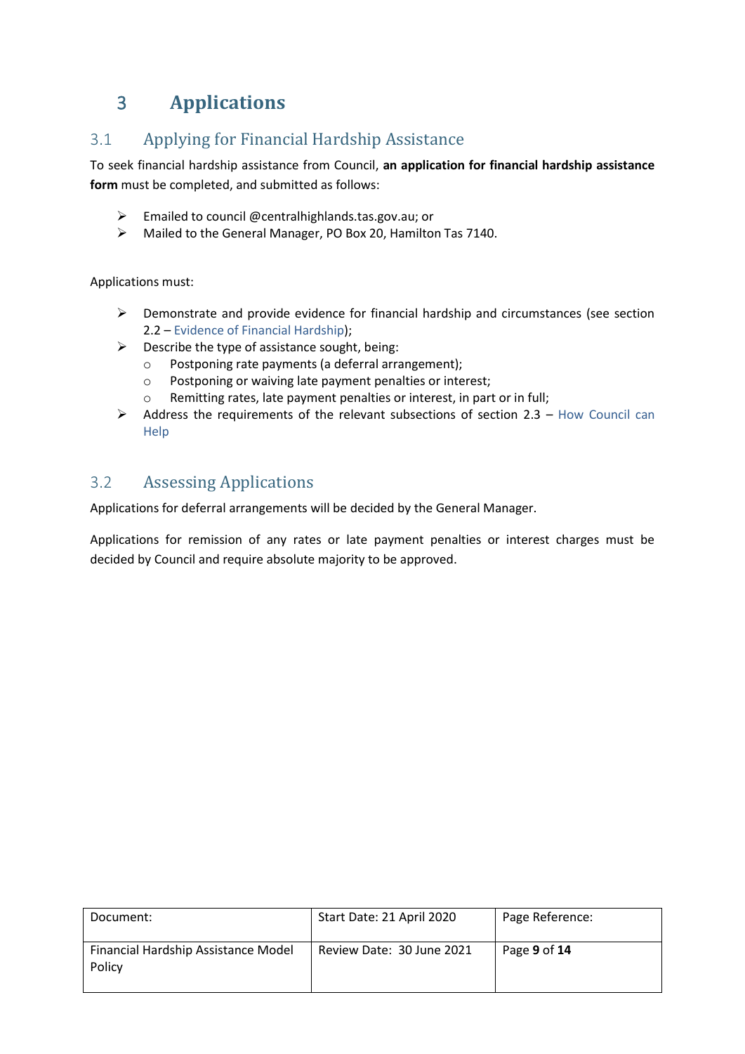# 3 Applications

## 3.1 Applying for Financial Hardship Assistance

To seek financial hardship assistance from Council, **an application for financial hardship assistance form** must be completed, and submitted as follows:

- Emailed to council @centralhighlands.tas.gov.au; or
- Mailed to the General Manager, PO Box 20, Hamilton Tas 7140.

Applications must:

- Demonstrate and provide evidence for financial hardship and circumstances (see section 2.2 – Evidence of Financial Hardship);
- Describe the type of assistance sought, being:
  - Postponing rate payments (a deferral arrangement);
  - Postponing or waiving late payment penalties or interest;
  - Remitting rates, late payment penalties or interest, in part or in full;
- Address the requirements of the relevant subsections of section 2.3 – How Council can Help

## 3.2 Assessing Applications

Applications for deferral arrangements will be decided by the General Manager.

Applications for remission of any rates or late payment penalties or interest charges must be decided by Council and require absolute majority to be approved.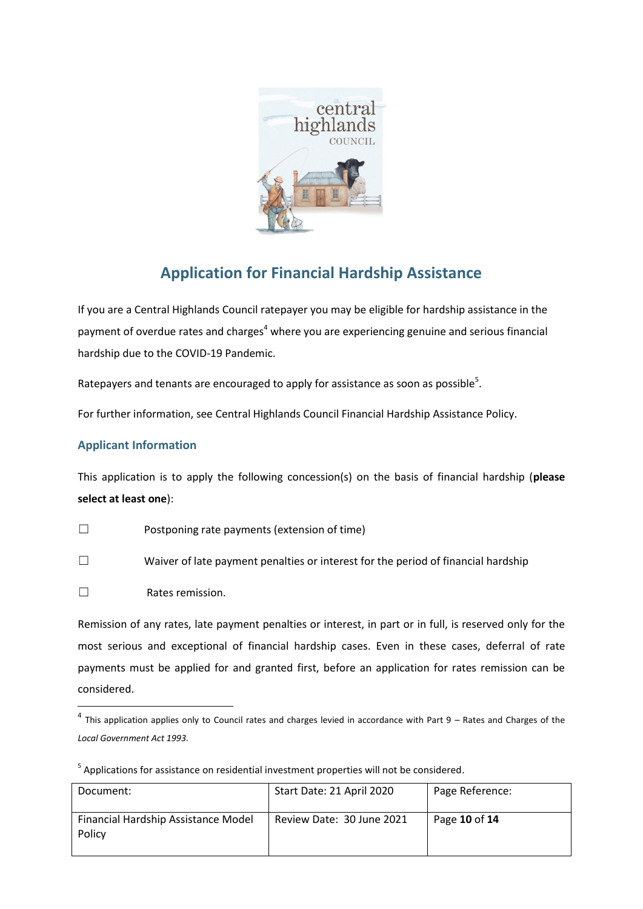# Application for Financial Hardship Assistance

If you are a Central Highlands Council ratepayer you may be eligible for hardship assistance in the payment of overdue rates and charges[4] where you are experiencing genuine and serious financial hardship due to the COVID-19 Pandemic.

Ratepayers and tenants are encouraged to apply for assistance as soon as possible[5].

For further information, see Central Highlands Council Financial Hardship Assistance Policy.

## Applicant Information

This application is to apply the following concession(s) on the basis of financial hardship (**please select at least one**):

☐ Postponing rate payments (extension of time)

☐ Waiver of late payment penalties or interest for the period of financial hardship

☐ Rates remission.

Remission of any rates, late payment penalties or interest, in part or in full, is reserved only for the most serious and exceptional of financial hardship cases. Even in these cases, deferral of rate payments must be applied for and granted first, before an application for rates remission can be considered.

---

[4] This application applies only to Council rates and charges levied in accordance with Part 9 – Rates and Charges of the *Local Government Act 1993.*

[5] Applications for assistance on residential investment properties will not be considered.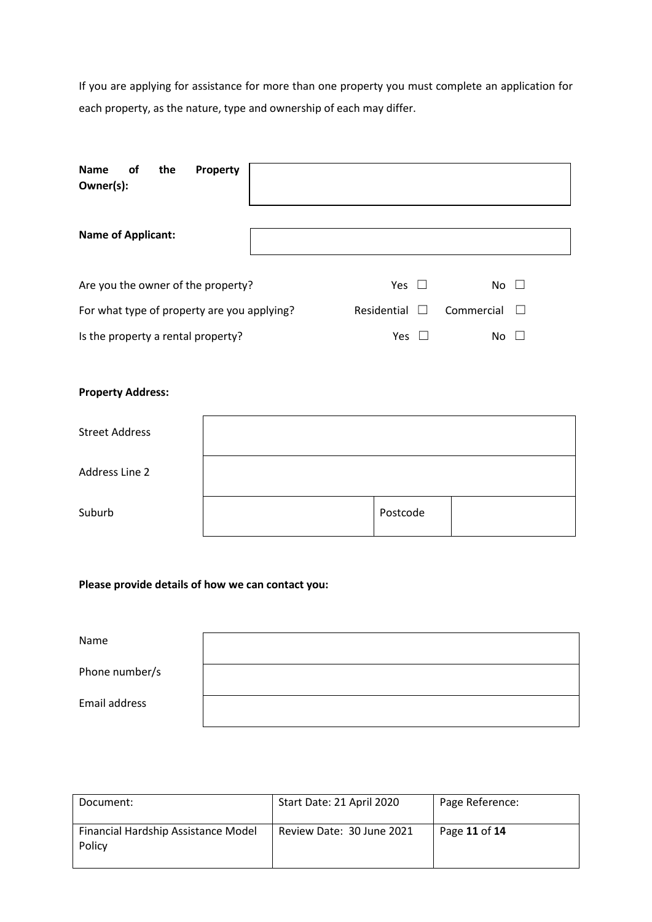If you are applying for assistance for more than one property you must complete an application for each property, as the nature, type and ownership of each may differ.

| **Name of the Property Owner(s):** | |
|---|---|

| **Name of Applicant:** | |
|---|---|

| | | |
|---|---|---|
| Are you the owner of the property? | Yes ☐ | No ☐ |
| For what type of property are you applying? | Residential ☐ | Commercial ☐ |
| Is the property a rental property? | Yes ☐ | No ☐ |

**Property Address:**

| | | | |
|---|---|---|---|
| Street Address | | | |
| Address Line 2 | | | |
| Suburb | | Postcode | |

**Please provide details of how we can contact you:**

| | |
|---|---|
| Name | |
| Phone number/s | |
| Email address | |

| Document: | Start Date: 21 April 2020 | Page Reference: |
|---|---|---|
| Financial Hardship Assistance Model Policy | Review Date: 30 June 2021 | Page **11** of **14** |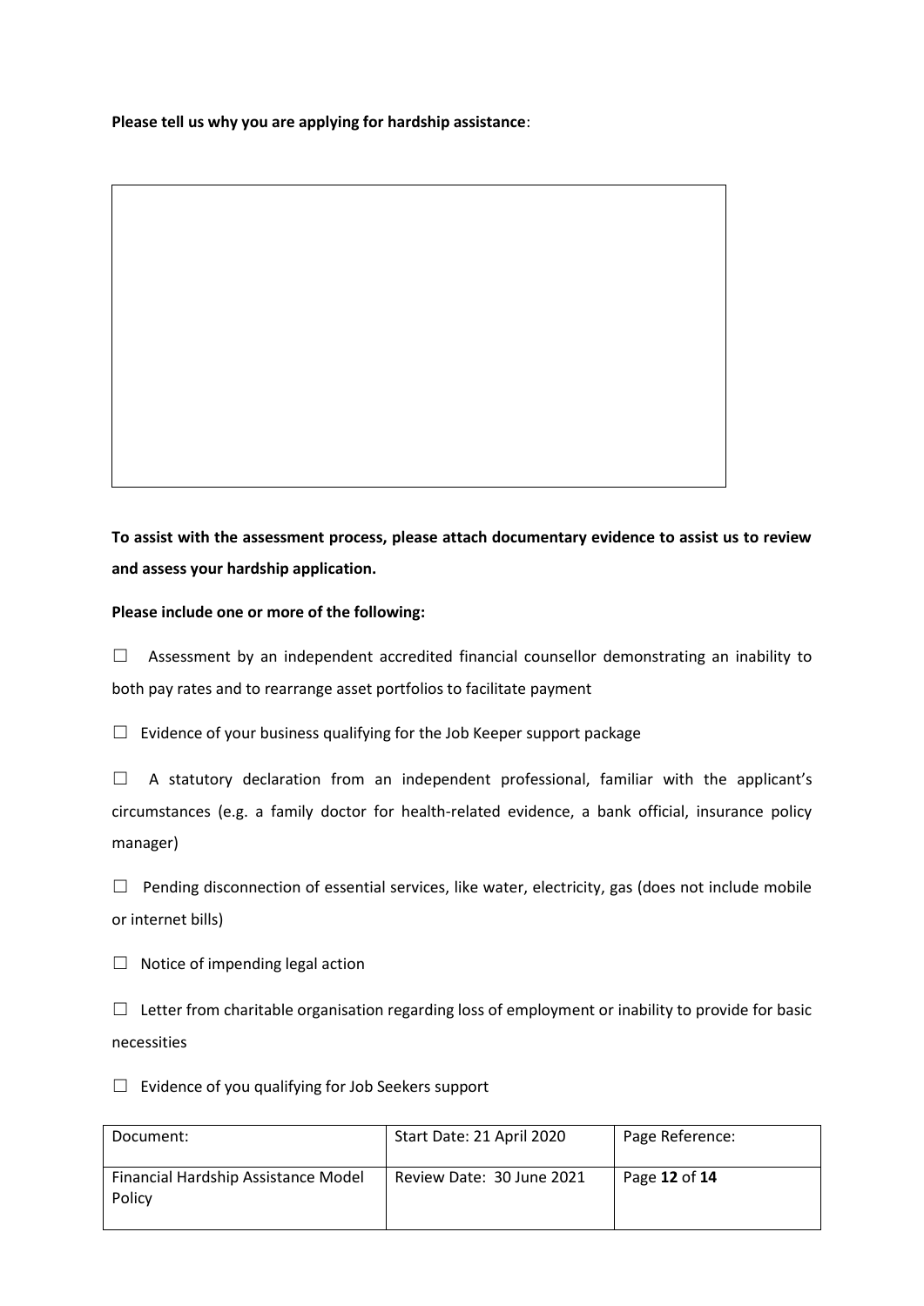**Please tell us why you are applying for hardship assistance**:

**To assist with the assessment process, please attach documentary evidence to assist us to review and assess your hardship application.**

**Please include one or more of the following:**

☐ Assessment by an independent accredited financial counsellor demonstrating an inability to both pay rates and to rearrange asset portfolios to facilitate payment

☐ Evidence of your business qualifying for the Job Keeper support package

☐ A statutory declaration from an independent professional, familiar with the applicant's circumstances (e.g. a family doctor for health-related evidence, a bank official, insurance policy manager)

☐ Pending disconnection of essential services, like water, electricity, gas (does not include mobile or internet bills)

☐ Notice of impending legal action

☐ Letter from charitable organisation regarding loss of employment or inability to provide for basic necessities

☐ Evidence of you qualifying for Job Seekers support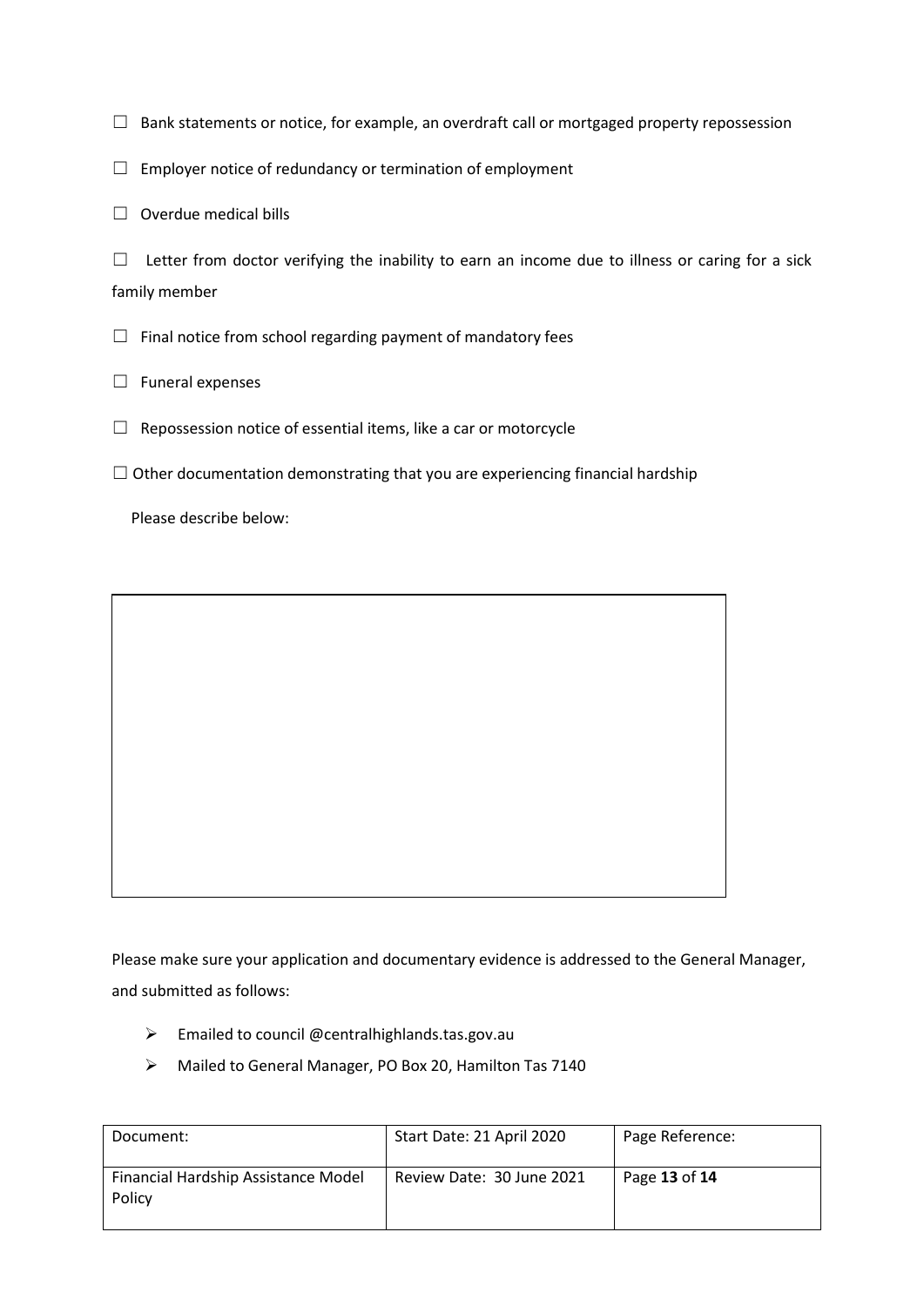☐ Bank statements or notice, for example, an overdraft call or mortgaged property repossession

☐ Employer notice of redundancy or termination of employment

☐ Overdue medical bills

☐ Letter from doctor verifying the inability to earn an income due to illness or caring for a sick family member

☐ Final notice from school regarding payment of mandatory fees

☐ Funeral expenses

☐ Repossession notice of essential items, like a car or motorcycle

☐ Other documentation demonstrating that you are experiencing financial hardship

Please describe below:

Please make sure your application and documentary evidence is addressed to the General Manager, and submitted as follows:

- Emailed to council @centralhighlands.tas.gov.au
- Mailed to General Manager, PO Box 20, Hamilton Tas 7140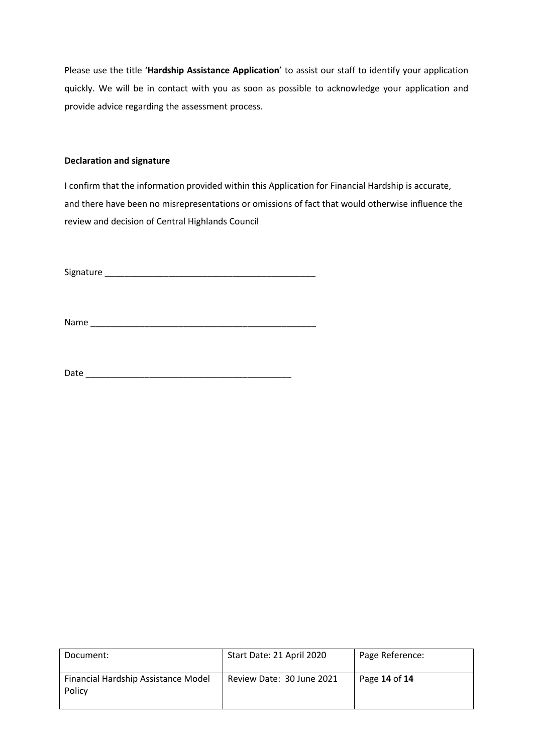Please use the title '**Hardship Assistance Application**' to assist our staff to identify your application quickly. We will be in contact with you as soon as possible to acknowledge your application and provide advice regarding the assessment process.

**Declaration and signature**

I confirm that the information provided within this Application for Financial Hardship is accurate, and there have been no misrepresentations or omissions of fact that would otherwise influence the review and decision of Central Highlands Council

Signature ____________________________________________

Name ______________________________________________

Date ____________________________________________